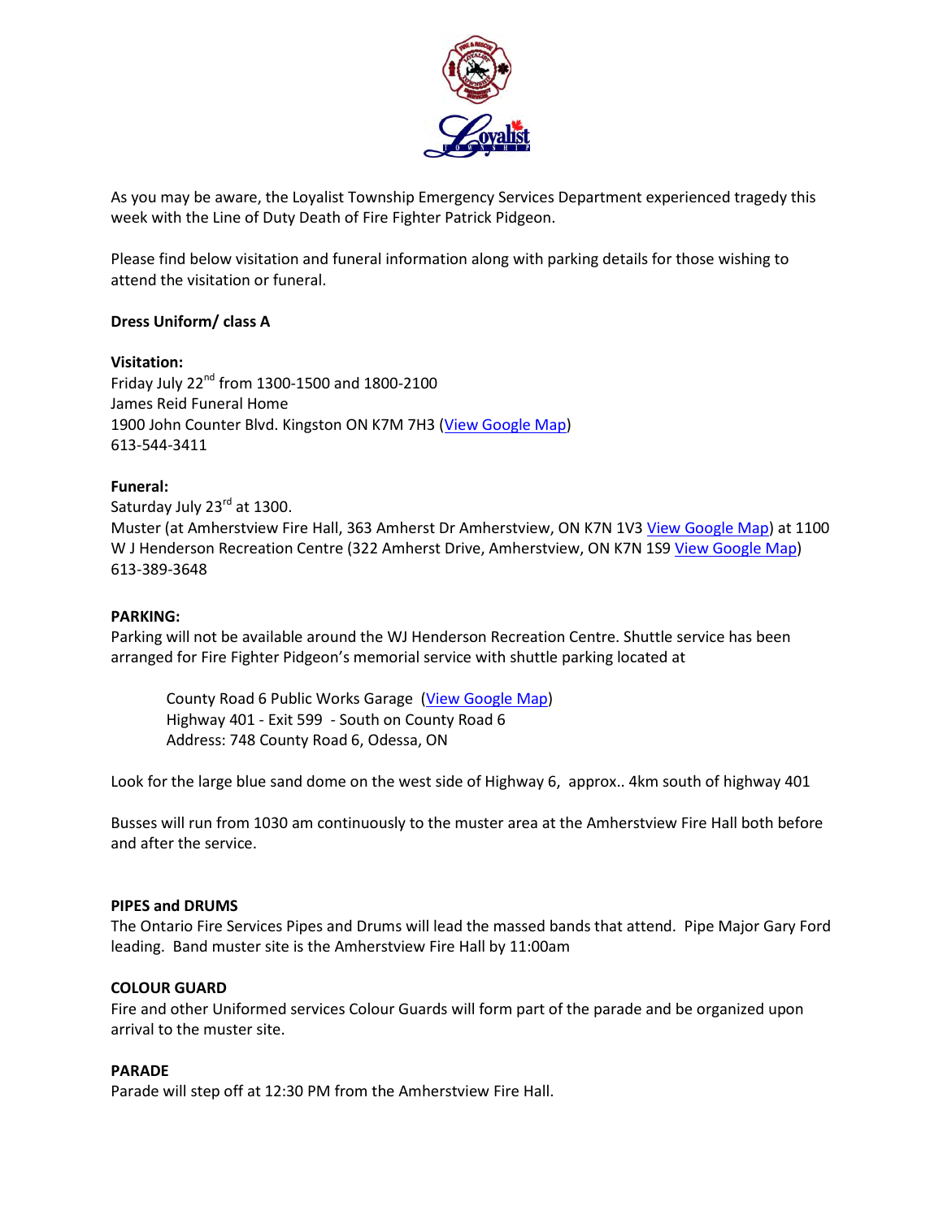As you may be aware, the Loyalist Township Emergency Services Department experienced tragedy this week with the Line of Duty Death of Fire Fighter Patrick Pidgeon.

Please find below visitation and funeral information along with parking details for those wishing to attend the visitation or funeral.

**Dress Uniform/ class A**

**Visitation:**
Friday July 22nd from 1300-1500 and 1800-2100
James Reid Funeral Home
1900 John Counter Blvd. Kingston ON K7M 7H3 (View Google Map)
613-544-3411

**Funeral:**
Saturday July 23rd at 1300.
Muster (at Amherstview Fire Hall, 363 Amherst Dr Amherstview, ON K7N 1V3 View Google Map) at 1100
W J Henderson Recreation Centre (322 Amherst Drive, Amherstview, ON K7N 1S9 View Google Map)
613-389-3648

**PARKING:**
Parking will not be available around the WJ Henderson Recreation Centre. Shuttle service has been arranged for Fire Fighter Pidgeon's memorial service with shuttle parking located at

> County Road 6 Public Works Garage (View Google Map)
> Highway 401 - Exit 599 - South on County Road 6
> Address: 748 County Road 6, Odessa, ON

Look for the large blue sand dome on the west side of Highway 6, approx.. 4km south of highway 401

Busses will run from 1030 am continuously to the muster area at the Amherstview Fire Hall both before and after the service.

**PIPES and DRUMS**
The Ontario Fire Services Pipes and Drums will lead the massed bands that attend. Pipe Major Gary Ford leading. Band muster site is the Amherstview Fire Hall by 11:00am

**COLOUR GUARD**
Fire and other Uniformed services Colour Guards will form part of the parade and be organized upon arrival to the muster site.

**PARADE**
Parade will step off at 12:30 PM from the Amherstview Fire Hall.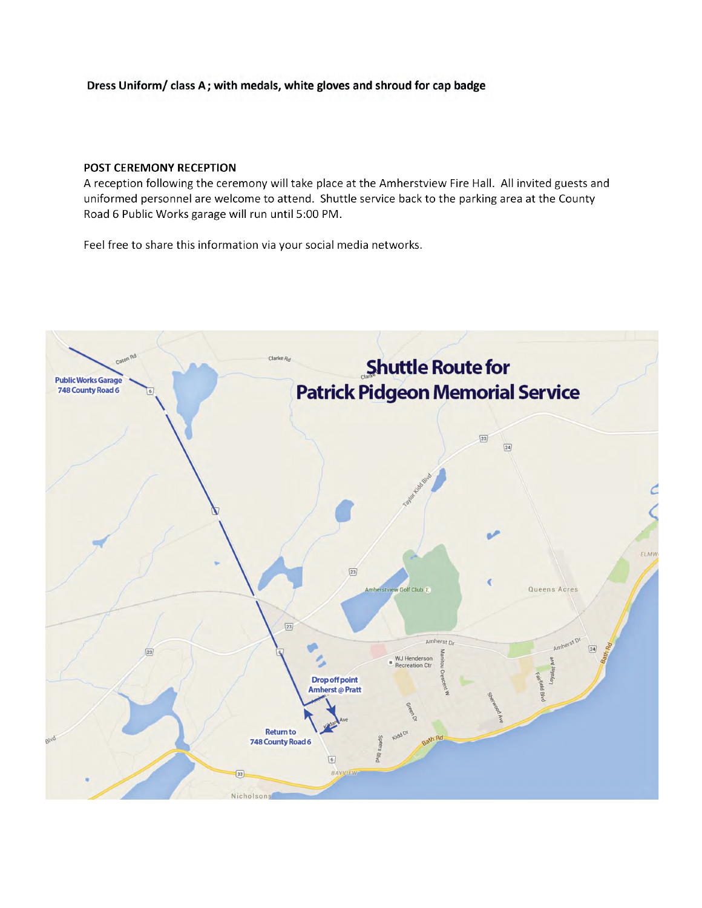**Dress Uniform/ class A ; with medals, white gloves and shroud for cap badge**

**POST CEREMONY RECEPTION**

A reception following the ceremony will take place at the Amherstview Fire Hall. All invited guests and uniformed personnel are welcome to attend. Shuttle service back to the parking area at the County Road 6 Public Works garage will run until 5:00 PM.

Feel free to share this information via your social media networks.

**Shuttle Route for Patrick Pidgeon Memorial Service**

Public Works Garage
748 County Road 6

Drop off point
Amherst @ Pratt

Return to
748 County Road 6

Caton Rd
Clarke Rd
Taylor Kidd Blvd
Amherstview Golf Club
Queens Acres
Amherst Dr
WJ Henderson Recreation Ctr
Manitou Crescent W
Green Dr
Sherwood Ave
Fairfield Blvd
Loyalist Ave
Bath Rd
Kidd Dr
Speers Blvd
Kildare Ave
BAYVIEW
Nicholsons
ELMW
6
23
24
33